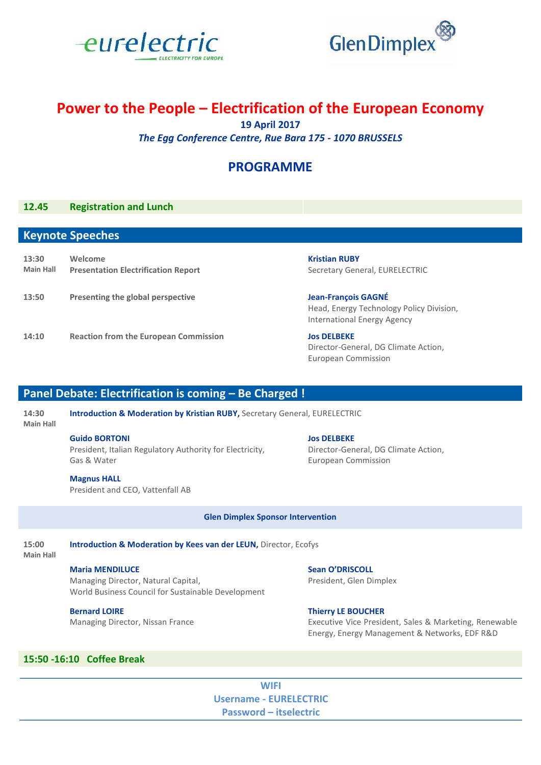eurelectric
ELECTRICITY FOR EUROPE

GlenDimplex

# Power to the People – Electrification of the European Economy

**19 April 2017**

***The Egg Conference Centre, Rue Bara 175 - 1070 BRUSSELS***

## PROGRAMME

**12.45 Registration and Lunch**

## Keynote Speeches

**13:30**
**Main Hall**
**Welcome**
**Presentation Electrification Report**
**Kristian RUBY**
Secretary General, EURELECTRIC

**13:50 Presenting the global perspective**
**Jean-François GAGNÉ**
Head, Energy Technology Policy Division, International Energy Agency

**14:10 Reaction from the European Commission**
**Jos DELBEKE**
Director-General, DG Climate Action, European Commission

## Panel Debate: Electrification is coming – Be Charged !

**14:30**
**Main Hall**
**Introduction & Moderation by Kristian RUBY,** Secretary General, EURELECTRIC

**Guido BORTONI**
President, Italian Regulatory Authority for Electricity, Gas & Water

**Jos DELBEKE**
Director-General, DG Climate Action, European Commission

**Magnus HALL**
President and CEO, Vattenfall AB

**Glen Dimplex Sponsor Intervention**

**15:00**
**Main Hall**
**Introduction & Moderation by Kees van der LEUN,** Director, Ecofys

**Maria MENDILUCE**
Managing Director, Natural Capital, World Business Council for Sustainable Development

**Sean O'DRISCOLL**
President, Glen Dimplex

**Bernard LOIRE**
Managing Director, Nissan France

**Thierry LE BOUCHER**
Executive Vice President, Sales & Marketing, Renewable Energy, Energy Management & Networks, EDF R&D

**15:50 -16:10 Coffee Break**

---

**WIFI**
**Username - EURELECTRIC**
**Password – itselectric**

---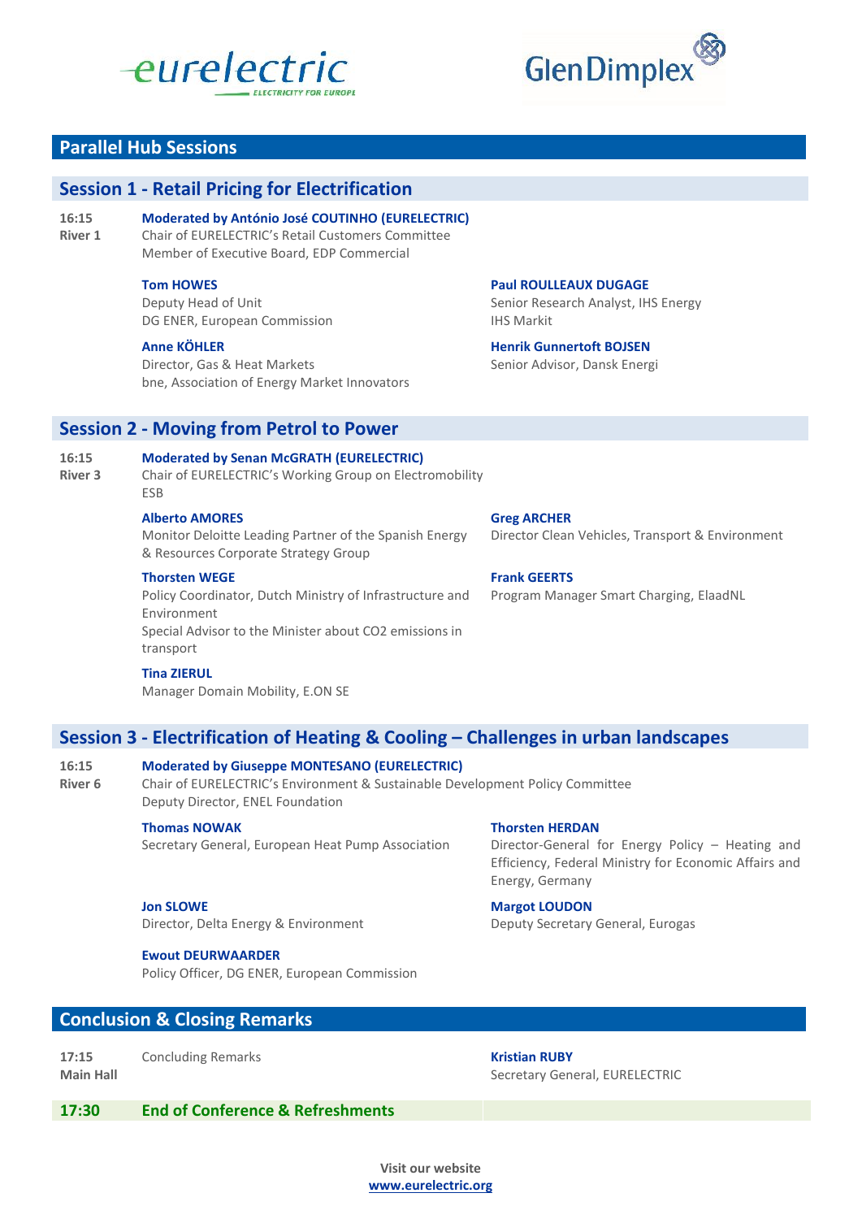## Parallel Hub Sessions

### Session 1 - Retail Pricing for Electrification

**16:15**
**River 1**

**Moderated by António José COUTINHO (EURELECTRIC)**
Chair of EURELECTRIC's Retail Customers Committee
Member of Executive Board, EDP Commercial

**Tom HOWES**
Deputy Head of Unit
DG ENER, European Commission

**Anne KÖHLER**
Director, Gas & Heat Markets
bne, Association of Energy Market Innovators

**Paul ROULLEAUX DUGAGE**
Senior Research Analyst, IHS Energy
IHS Markit

**Henrik Gunnertoft BOJSEN**
Senior Advisor, Dansk Energi

### Session 2 - Moving from Petrol to Power

**16:15**
**River 3**

**Moderated by Senan McGRATH (EURELECTRIC)**
Chair of EURELECTRIC's Working Group on Electromobility
ESB

**Alberto AMORES**
Monitor Deloitte Leading Partner of the Spanish Energy & Resources Corporate Strategy Group

**Thorsten WEGE**
Policy Coordinator, Dutch Ministry of Infrastructure and Environment
Special Advisor to the Minister about CO2 emissions in transport

**Tina ZIERUL**
Manager Domain Mobility, E.ON SE

**Greg ARCHER**
Director Clean Vehicles, Transport & Environment

**Frank GEERTS**
Program Manager Smart Charging, ElaadNL

### Session 3 - Electrification of Heating & Cooling – Challenges in urban landscapes

**16:15**
**River 6**

**Moderated by Giuseppe MONTESANO (EURELECTRIC)**
Chair of EURELECTRIC's Environment & Sustainable Development Policy Committee
Deputy Director, ENEL Foundation

**Thomas NOWAK**
Secretary General, European Heat Pump Association

**Jon SLOWE**
Director, Delta Energy & Environment

**Ewout DEURWAARDER**
Policy Officer, DG ENER, European Commission

**Thorsten HERDAN**
Director-General for Energy Policy – Heating and Efficiency, Federal Ministry for Economic Affairs and Energy, Germany

**Margot LOUDON**
Deputy Secretary General, Eurogas

## Conclusion & Closing Remarks

**17:15**
**Main Hall**

Concluding Remarks

**Kristian RUBY**
Secretary General, EURELECTRIC

**17:30** **End of Conference & Refreshments**

**Visit our website**
**www.eurelectric.org**